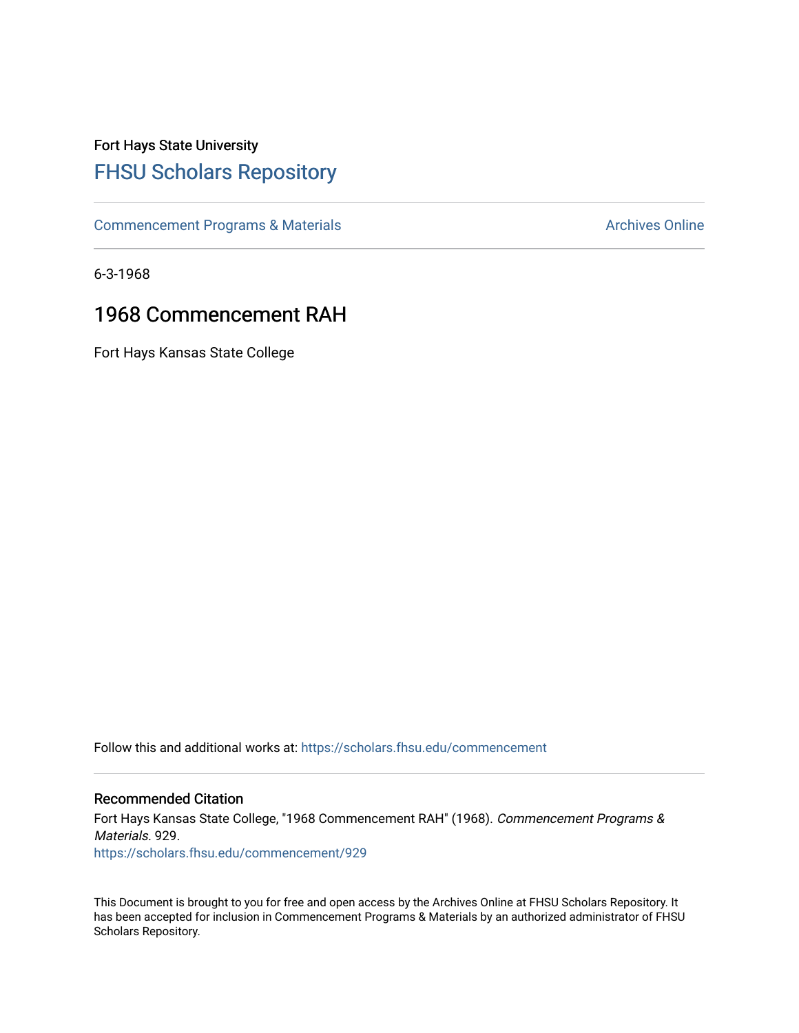Fort Hays State University

# FHSU Scholars Repository

Commencement Programs & Materials

Archives Online

6-3-1968

## 1968 Commencement RAH

Fort Hays Kansas State College

Follow this and additional works at: https://scholars.fhsu.edu/commencement

### Recommended Citation

Fort Hays Kansas State College, "1968 Commencement RAH" (1968). *Commencement Programs & Materials*. 929.
https://scholars.fhsu.edu/commencement/929

This Document is brought to you for free and open access by the Archives Online at FHSU Scholars Repository. It has been accepted for inclusion in Commencement Programs & Materials by an authorized administrator of FHSU Scholars Repository.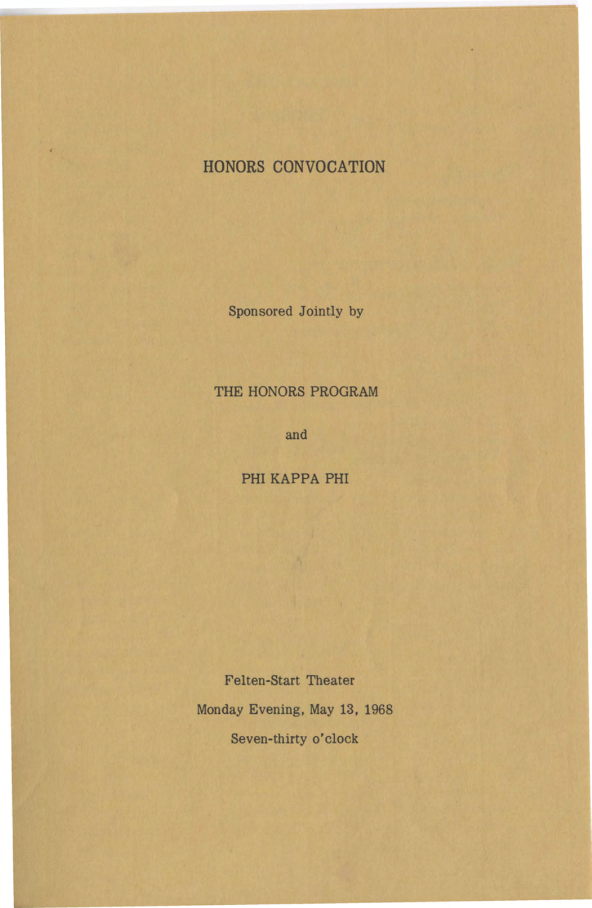# HONORS CONVOCATION

Sponsored Jointly by

THE HONORS PROGRAM

and

PHI KAPPA PHI

Felten-Start Theater

Monday Evening, May 13, 1968

Seven-thirty o'clock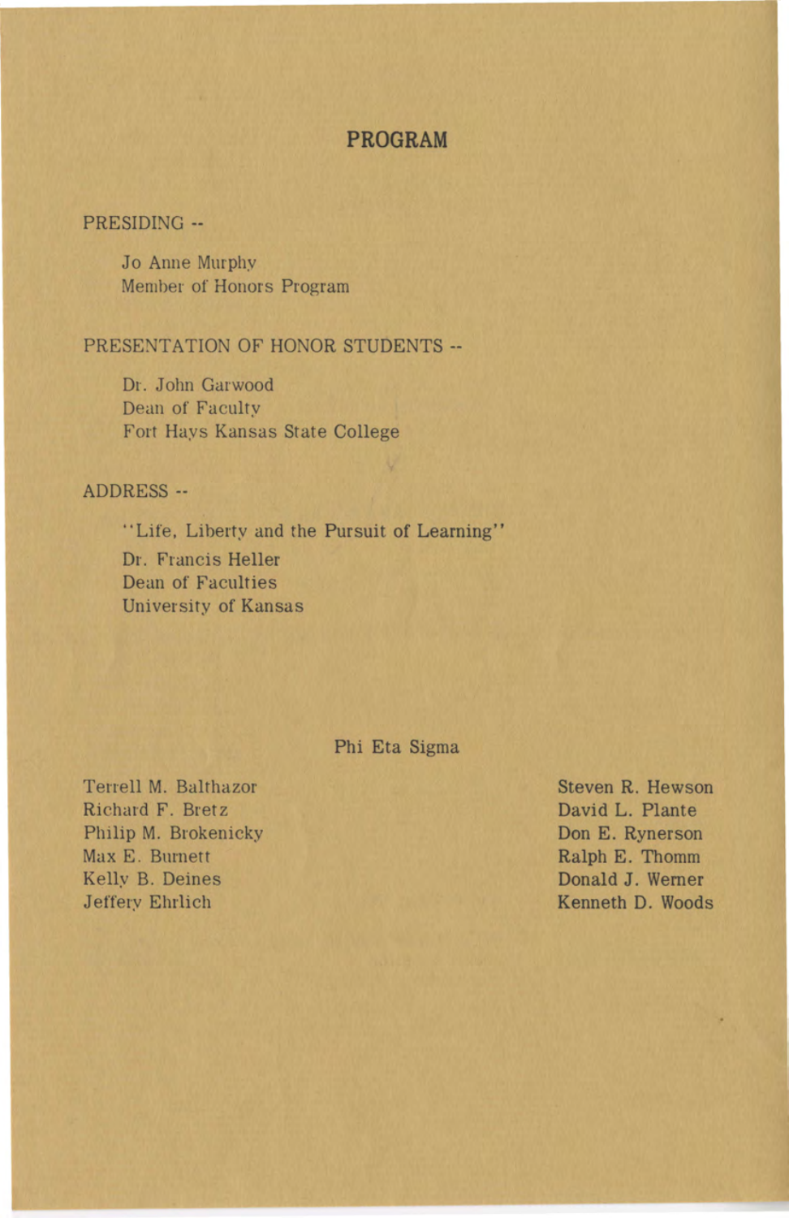# PROGRAM

PRESIDING --

Jo Anne Murphy
Member of Honors Program

PRESENTATION OF HONOR STUDENTS --

Dr. John Garwood
Dean of Faculty
Fort Hays Kansas State College

ADDRESS --

"Life, Liberty and the Pursuit of Learning"

Dr. Francis Heller
Dean of Faculties
University of Kansas

## Phi Eta Sigma

Terrell M. Balthazor
Richard F. Bretz
Philip M. Brokenicky
Max E. Burnett
Kelly B. Deines
Jeffery Ehrlich
Steven R. Hewson
David L. Plante
Don E. Rynerson
Ralph E. Thomm
Donald J. Werner
Kenneth D. Woods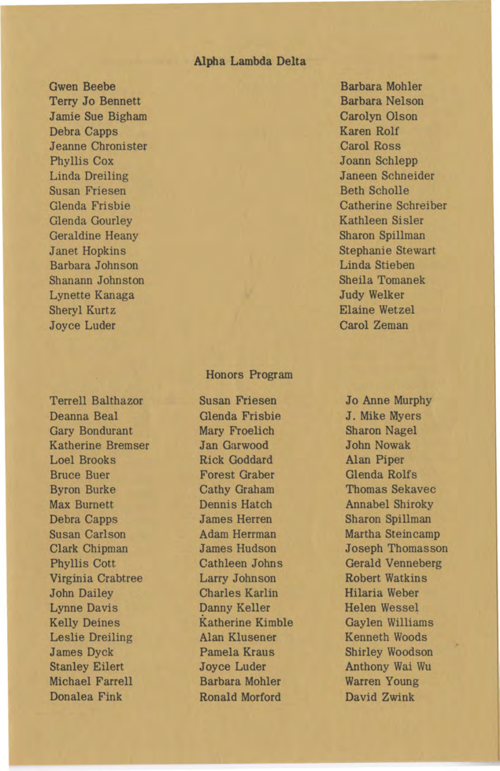## Alpha Lambda Delta

Gwen Beebe
Terry Jo Bennett
Jamie Sue Bigham
Debra Capps
Jeanne Chronister
Phyllis Cox
Linda Dreiling
Susan Friesen
Glenda Frisbie
Glenda Gourley
Geraldine Heany
Janet Hopkins
Barbara Johnson
Shanann Johnston
Lynette Kanaga
Sheryl Kurtz
Joyce Luder
Barbara Mohler
Barbara Nelson
Carolyn Olson
Karen Rolf
Carol Ross
Joann Schlepp
Janeen Schneider
Beth Scholle
Catherine Schreiber
Kathleen Sisler
Sharon Spillman
Stephanie Stewart
Linda Stieben
Sheila Tomanek
Judy Welker
Elaine Wetzel
Carol Zeman

## Honors Program

Terrell Balthazor
Deanna Beal
Gary Bondurant
Katherine Bremser
Loel Brooks
Bruce Buer
Byron Burke
Max Burnett
Debra Capps
Susan Carlson
Clark Chipman
Phyllis Cott
Virginia Crabtree
John Dailey
Lynne Davis
Kelly Deines
Leslie Dreiling
James Dyck
Stanley Eilert
Michael Farrell
Donalea Fink
Susan Friesen
Glenda Frisbie
Mary Froelich
Jan Garwood
Rick Goddard
Forest Graber
Cathy Graham
Dennis Hatch
James Herren
Adam Herrman
James Hudson
Cathleen Johns
Larry Johnson
Charles Karlin
Danny Keller
Katherine Kimble
Alan Klusener
Pamela Kraus
Joyce Luder
Barbara Mohler
Ronald Morford
Jo Anne Murphy
J. Mike Myers
Sharon Nagel
John Nowak
Alan Piper
Glenda Rolfs
Thomas Sekavec
Annabel Shiroky
Sharon Spillman
Martha Steincamp
Joseph Thomasson
Gerald Venneberg
Robert Watkins
Hilaria Weber
Helen Wessel
Gaylen Williams
Kenneth Woods
Shirley Woodson
Anthony Wai Wu
Warren Young
David Zwink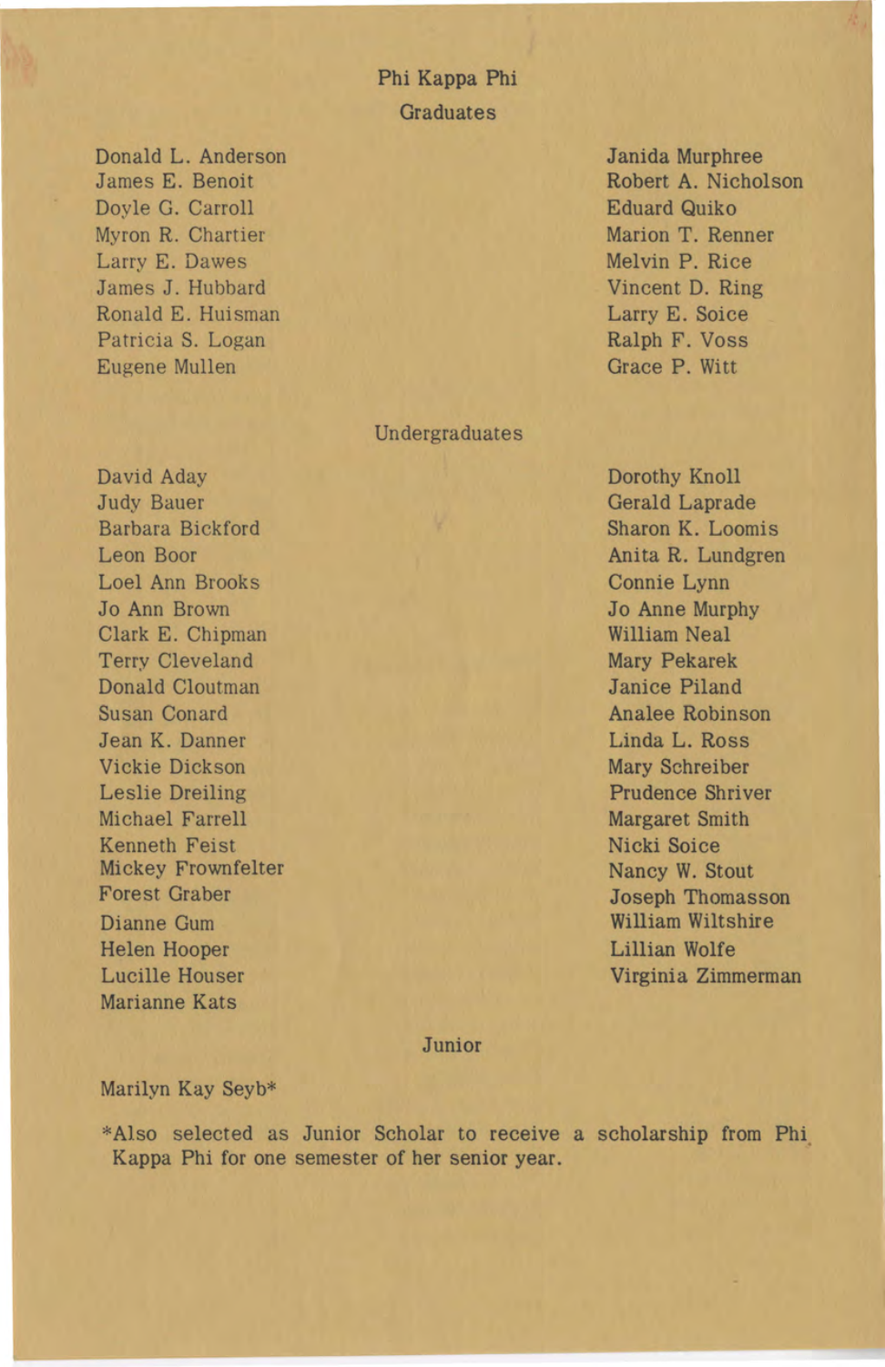# Phi Kappa Phi

## Graduates

Donald L. Anderson
James E. Benoit
Doyle G. Carroll
Myron R. Chartier
Larry E. Dawes
James J. Hubbard
Ronald E. Huisman
Patricia S. Logan
Eugene Mullen
Janida Murphree
Robert A. Nicholson
Eduard Quiko
Marion T. Renner
Melvin P. Rice
Vincent D. Ring
Larry E. Soice
Ralph F. Voss
Grace P. Witt

## Undergraduates

David Aday
Judy Bauer
Barbara Bickford
Leon Boor
Loel Ann Brooks
Jo Ann Brown
Clark E. Chipman
Terry Cleveland
Donald Cloutman
Susan Conard
Jean K. Danner
Vickie Dickson
Leslie Dreiling
Michael Farrell
Kenneth Feist
Mickey Frownfelter
Forest Graber
Dianne Gum
Helen Hooper
Lucille Houser
Marianne Kats
Dorothy Knoll
Gerald Laprade
Sharon K. Loomis
Anita R. Lundgren
Connie Lynn
Jo Anne Murphy
William Neal
Mary Pekarek
Janice Piland
Analee Robinson
Linda L. Ross
Mary Schreiber
Prudence Shriver
Margaret Smith
Nicki Soice
Nancy W. Stout
Joseph Thomasson
William Wiltshire
Lillian Wolfe
Virginia Zimmerman

## Junior

Marilyn Kay Seyb*

*Also selected as Junior Scholar to receive a scholarship from Phi Kappa Phi for one semester of her senior year.